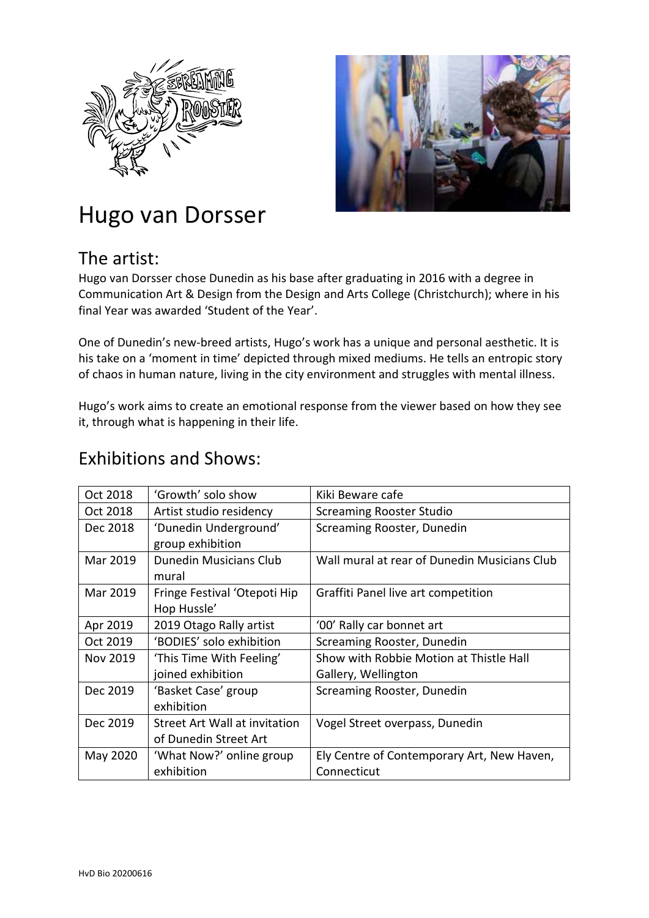# Hugo van Dorsser

## The artist:

Hugo van Dorsser chose Dunedin as his base after graduating in 2016 with a degree in Communication Art & Design from the Design and Arts College (Christchurch); where in his final Year was awarded 'Student of the Year'.

One of Dunedin's new-breed artists, Hugo's work has a unique and personal aesthetic. It is his take on a 'moment in time' depicted through mixed mediums. He tells an entropic story of chaos in human nature, living in the city environment and struggles with mental illness.

Hugo's work aims to create an emotional response from the viewer based on how they see it, through what is happening in their life.

## Exhibitions and Shows:

| | | |
|---|---|---|
| Oct 2018 | 'Growth' solo show | Kiki Beware cafe |
| Oct 2018 | Artist studio residency | Screaming Rooster Studio |
| Dec 2018 | 'Dunedin Underground' group exhibition | Screaming Rooster, Dunedin |
| Mar 2019 | Dunedin Musicians Club mural | Wall mural at rear of Dunedin Musicians Club |
| Mar 2019 | Fringe Festival 'Otepoti Hip Hop Hussle' | Graffiti Panel live art competition |
| Apr 2019 | 2019 Otago Rally artist | '00' Rally car bonnet art |
| Oct 2019 | 'BODIES' solo exhibition | Screaming Rooster, Dunedin |
| Nov 2019 | 'This Time With Feeling' joined exhibition | Show with Robbie Motion at Thistle Hall Gallery, Wellington |
| Dec 2019 | 'Basket Case' group exhibition | Screaming Rooster, Dunedin |
| Dec 2019 | Street Art Wall at invitation of Dunedin Street Art | Vogel Street overpass, Dunedin |
| May 2020 | 'What Now?' online group exhibition | Ely Centre of Contemporary Art, New Haven, Connecticut |

HvD Bio 20200616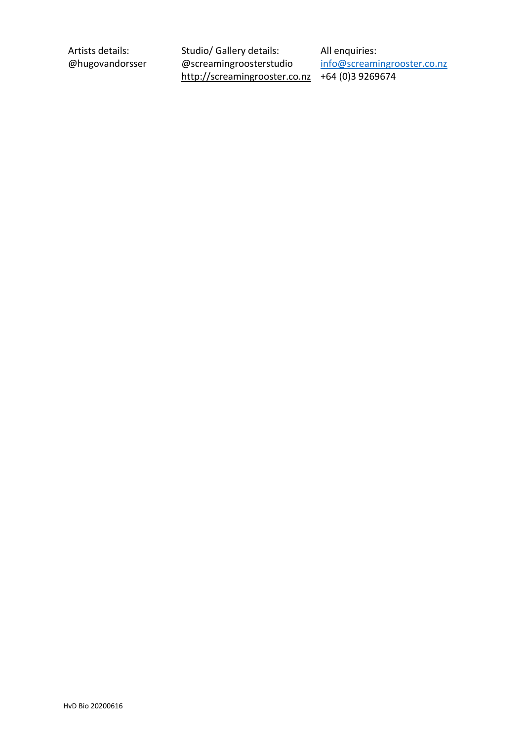| | | |
|---|---|---|
| Artists details: | Studio/ Gallery details: | All enquiries: |
| @hugovandorsser | @screamingroosterstudio | info@screamingrooster.co.nz |
| | http://screamingrooster.co.nz | +64 (0)3 9269674 |

HvD Bio 20200616